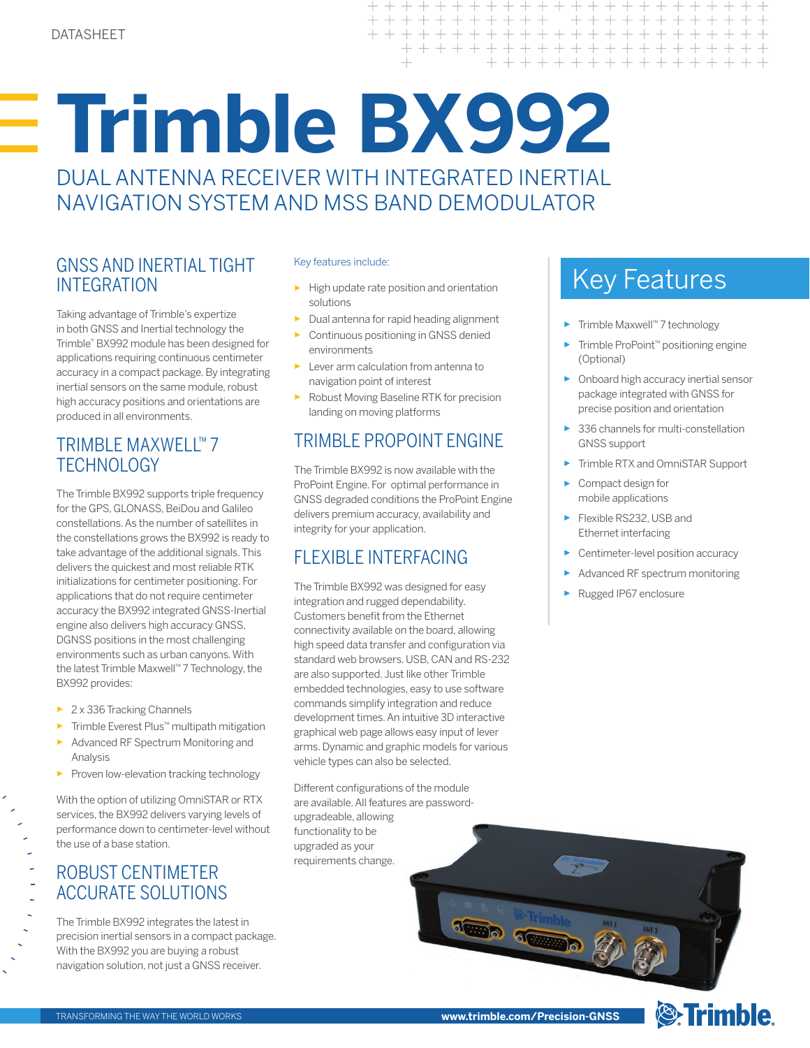DATASHEET

# Trimble BX992

## DUAL ANTENNA RECEIVER WITH INTEGRATED INERTIAL NAVIGATION SYSTEM AND MSS BAND DEMODULATOR

### GNSS AND INERTIAL TIGHT INTEGRATION

Taking advantage of Trimble's expertize in both GNSS and Inertial technology the Trimble® BX992 module has been designed for applications requiring continuous centimeter accuracy in a compact package. By integrating inertial sensors on the same module, robust high accuracy positions and orientations are produced in all environments.

### TRIMBLE MAXWELL™ 7 TECHNOLOGY

The Trimble BX992 supports triple frequency for the GPS, GLONASS, BeiDou and Galileo constellations. As the number of satellites in the constellations grows the BX992 is ready to take advantage of the additional signals. This delivers the quickest and most reliable RTK initializations for centimeter positioning. For applications that do not require centimeter accuracy the BX992 integrated GNSS-Inertial engine also delivers high accuracy GNSS, DGNSS positions in the most challenging environments such as urban canyons. With the latest Trimble Maxwell™ 7 Technology, the BX992 provides:

- 2 x 336 Tracking Channels
- Trimble Everest Plus™ multipath mitigation
- Advanced RF Spectrum Monitoring and Analysis
- Proven low-elevation tracking technology

With the option of utilizing OmniSTAR or RTX services, the BX992 delivers varying levels of performance down to centimeter-level without the use of a base station.

### ROBUST CENTIMETER ACCURATE SOLUTIONS

The Trimble BX992 integrates the latest in precision inertial sensors in a compact package. With the BX992 you are buying a robust navigation solution, not just a GNSS receiver.

Key features include:

- High update rate position and orientation solutions
- Dual antenna for rapid heading alignment
- Continuous positioning in GNSS denied environments
- Lever arm calculation from antenna to navigation point of interest
- Robust Moving Baseline RTK for precision landing on moving platforms

### TRIMBLE PROPOINT ENGINE

The Trimble BX992 is now available with the ProPoint Engine. For optimal performance in GNSS degraded conditions the ProPoint Engine delivers premium accuracy, availability and integrity for your application.

### FLEXIBLE INTERFACING

The Trimble BX992 was designed for easy integration and rugged dependability. Customers benefit from the Ethernet connectivity available on the board, allowing high speed data transfer and configuration via standard web browsers. USB, CAN and RS-232 are also supported. Just like other Trimble embedded technologies, easy to use software commands simplify integration and reduce development times. An intuitive 3D interactive graphical web page allows easy input of lever arms. Dynamic and graphic models for various vehicle types can also be selected.

Different configurations of the module are available. All features are password-upgradeable, allowing functionality to be upgraded as your requirements change.

## Key Features

- Trimble Maxwell™ 7 technology
- Trimble ProPoint™ positioning engine (Optional)
- Onboard high accuracy inertial sensor package integrated with GNSS for precise position and orientation
- 336 channels for multi-constellation GNSS support
- Trimble RTX and OmniSTAR Support
- Compact design for mobile applications
- Flexible RS232, USB and Ethernet interfacing
- Centimeter-level position accuracy
- Advanced RF spectrum monitoring
- Rugged IP67 enclosure

TRANSFORMING THE WAY THE WORLD WORKS

www.trimble.com/Precision-GNSS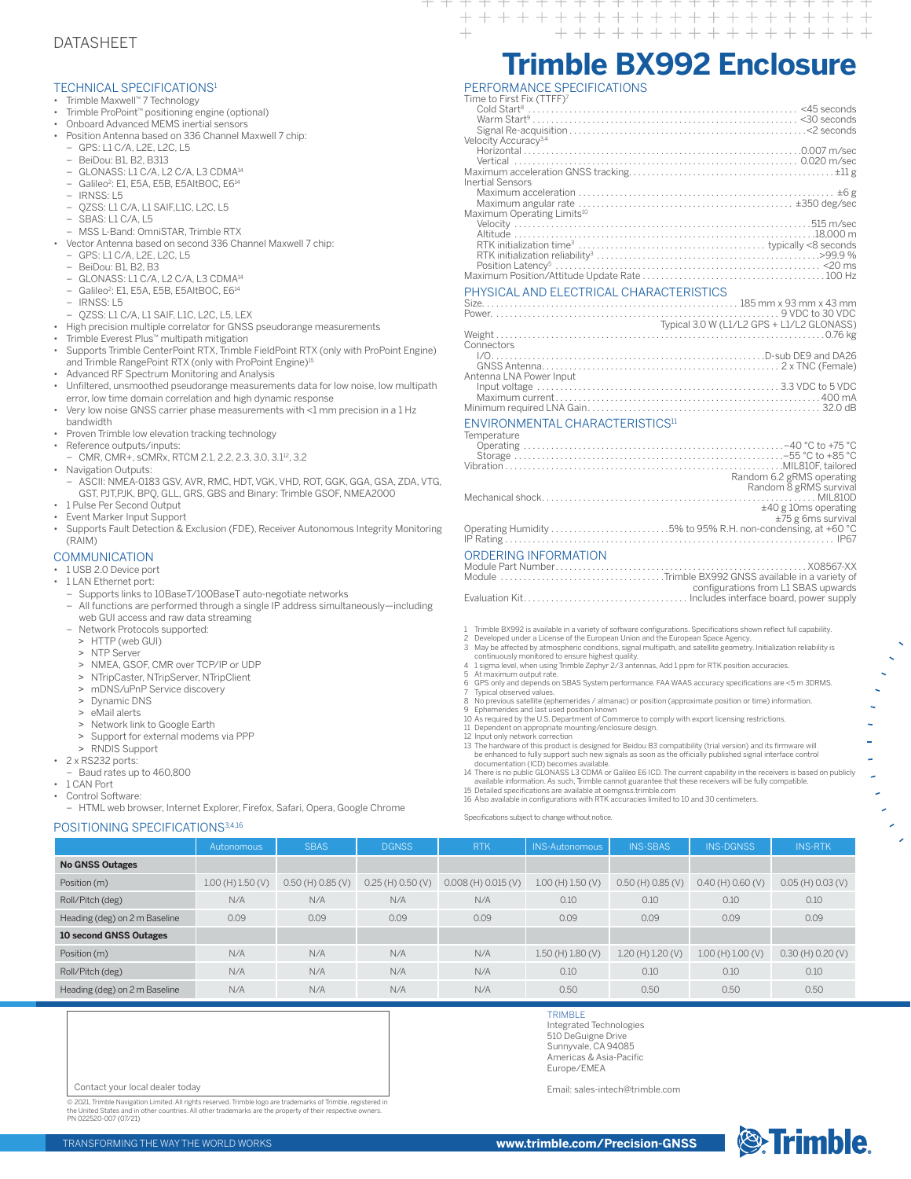DATASHEET

# Trimble BX992 Enclosure

## TECHNICAL SPECIFICATIONS[1]

- Trimble Maxwell™ 7 Technology
- Trimble ProPoint™ positioning engine (optional)
- Onboard Advanced MEMS inertial sensors
- Position Antenna based on 336 Channel Maxwell 7 chip:
  - GPS: L1 C/A, L2E, L2C, L5
  - BeiDou: B1, B2, B313
  - GLONASS: L1 C/A, L2 C/A, L3 CDMA[14]
  - Galileo[2]: E1, E5A, E5B, E5AltBOC, E6[14]
  - IRNSS: L5
  - QZSS: L1 C/A, L1 SAIF,L1C, L2C, L5
  - SBAS: L1 C/A, L5
  - MSS L-Band: OmniSTAR, Trimble RTX
- Vector Antenna based on second 336 Channel Maxwell 7 chip:
  - GPS: L1 C/A, L2E, L2C, L5
  - BeiDou: B1, B2, B3
  - GLONASS: L1 C/A, L2 C/A, L3 CDMA[14]
  - Galileo[2]: E1, E5A, E5B, E5AltBOC, E6[14]
  - IRNSS: L5
  - QZSS: L1 C/A, L1 SAIF, L1C, L2C, L5, LEX
- High precision multiple correlator for GNSS pseudorange measurements
- Trimble Everest Plus™ multipath mitigation
- Supports Trimble CenterPoint RTX, Trimble FieldPoint RTX (only with ProPoint Engine) and Trimble RangePoint RTX (only with ProPoint Engine)[15]
- Advanced RF Spectrum Monitoring and Analysis
- Unfiltered, unsmoothed pseudorange measurements data for low noise, low multipath error, low time domain correlation and high dynamic response
- Very low noise GNSS carrier phase measurements with <1 mm precision in a 1 Hz bandwidth
- Proven Trimble low elevation tracking technology
- Reference outputs/inputs:
  - CMR, CMR+, sCMRx, RTCM 2.1, 2.2, 2.3, 3.0, 3.1[12], 3.2
- Navigation Outputs:
  - ASCII: NMEA-0183 GSV, AVR, RMC, HDT, VGK, VHD, ROT, GGK, GGA, GSA, ZDA, VTG, GST, PJT,PJK, BPQ, GLL, GRS, GBS and Binary: Trimble GSOF, NMEA2000
- 1 Pulse Per Second Output
- Event Marker Input Support
- Supports Fault Detection & Exclusion (FDE), Receiver Autonomous Integrity Monitoring (RAIM)

## COMMUNICATION

- 1 USB 2.0 Device port
- 1 LAN Ethernet port:
  - Supports links to 10BaseT/100BaseT auto-negotiate networks
  - All functions are performed through a single IP address simultaneously—including web GUI access and raw data streaming
  - Network Protocols supported:
    - HTTP (web GUI)
    - NTP Server
    - NMEA, GSOF, CMR over TCP/IP or UDP
    - NTripCaster, NTripServer, NTripClient
    - mDNS/uPnP Service discovery
    - Dynamic DNS
    - eMail alerts
    - Network link to Google Earth
    - Support for external modems via PPP
    - RNDIS Support
- 2 x RS232 ports:
  - Baud rates up to 460,800
- 1 CAN Port
- Control Software:
  - HTML web browser, Internet Explorer, Firefox, Safari, Opera, Google Chrome

## PERFORMANCE SPECIFICATIONS

Time to First Fix (TTFF)[7]
- Cold Start[8] .......... <45 seconds
- Warm Start[9] .......... <30 seconds
- Signal Re-acquisition .......... <2 seconds

Velocity Accuracy[3,4]
- Horizontal .......... 0.007 m/sec
- Vertical .......... 0.020 m/sec

Maximum acceleration GNSS tracking .......... ±11 g

Inertial Sensors
- Maximum acceleration .......... ±6 g
- Maximum angular rate .......... ±350 deg/sec

Maximum Operating Limits[10]
- Velocity .......... 515 m/sec
- Altitude .......... 18,000 m
- RTK initialization time[3] .......... typically <8 seconds
- RTK initialization reliability[3] .......... >99.9 %
- Position Latency[5] .......... <20 ms

Maximum Position/Attitude Update Rate .......... 100 Hz

## PHYSICAL AND ELECTRICAL CHARACTERISTICS

Size .......... 185 mm x 93 mm x 43 mm

Power .......... 9 VDC to 30 VDC
Typical 3.0 W (L1/L2 GPS + L1/L2 GLONASS)

Weight .......... 0.76 kg

Connectors
- I/O .......... D-sub DE9 and DA26
- GNSS Antenna .......... 2 x TNC (Female)

Antenna LNA Power Input
- Input voltage .......... 3.3 VDC to 5 VDC
- Maximum current .......... 400 mA

Minimum required LNA Gain .......... 32.0 dB

## ENVIRONMENTAL CHARACTERISTICS[11]

Temperature
- Operating .......... –40 °C to +75 °C
- Storage .......... –55 °C to +85 °C

Vibration .......... MIL810F, tailored
Random 6.2 gRMS operating
Random 8 gRMS survival

Mechanical shock .......... MIL810D
±40 g 10ms operating
±75 g 6ms survival

Operating Humidity .......... 5% to 95% R.H. non-condensing, at +60 °C

IP Rating .......... IP67

## ORDERING INFORMATION

Module Part Number .......... X08567-XX

Module .......... Trimble BX992 GNSS available in a variety of configurations from L1 SBAS upwards

Evaluation Kit .......... Includes interface board, power supply

1 Trimble BX992 is available in a variety of software configurations. Specifications shown reflect full capability.
2 Developed under a License of the European Union and the European Space Agency.
3 May be affected by atmospheric conditions, signal multipath, and satellite geometry. Initialization reliability is continuously monitored to ensure highest quality.
4 1 sigma level, when using Trimble Zephyr 2/3 antennas. Add 1 ppm for RTK position accuracies.
5 At maximum output rate.
6 GPS only and depends on SBAS System performance. FAA WAAS accuracy specifications are <5 m 3DRMS.
7 Typical observed values.
8 No previous satellite (ephemerides / almanac) or position (approximate position or time) information.
9 Ephemerides and last used position known
10 As required by the U.S. Department of Commerce to comply with export licensing restrictions.
11 Dependent on appropriate mounting/enclosure design.
12 Input only network correction
13 The hardware of this product is designed for Beidou B3 compatibility (trial version) and its firmware will be enhanced to fully support such new signals as soon as the officially published signal interface control documentation (ICD) becomes available.
14 There is no public GLONASS L3 CDMA or Galileo E6 ICD. The current capability in the receivers is based on publicly available information. As such, Trimble cannot guarantee that these receivers will be fully compatible.
15 Detailed specifications are available at oemgnss.trimble.com
16 Also available in configurations with RTK accuracies limited to 10 and 30 centimeters.

Specifications subject to change without notice.

## POSITIONING SPECIFICATIONS[3,4,16]

| | Autonomous | SBAS | DGNSS | RTK | INS-Autonomous | INS-SBAS | INS-DGNSS | INS-RTK |
|---|---|---|---|---|---|---|---|---|
| **No GNSS Outages** | | | | | | | | |
| Position (m) | 1.00 (H) 1.50 (V) | 0.50 (H) 0.85 (V) | 0.25 (H) 0.50 (V) | 0.008 (H) 0.015 (V) | 1.00 (H) 1.50 (V) | 0.50 (H) 0.85 (V) | 0.40 (H) 0.60 (V) | 0.05 (H) 0.03 (V) |
| Roll/Pitch (deg) | N/A | N/A | N/A | N/A | 0.10 | 0.10 | 0.10 | 0.10 |
| Heading (deg) on 2 m Baseline | 0.09 | 0.09 | 0.09 | 0.09 | 0.09 | 0.09 | 0.09 | 0.09 |
| **10 second GNSS Outages** | | | | | | | | |
| Position (m) | N/A | N/A | N/A | N/A | 1.50 (H) 1.80 (V) | 1.20 (H) 1.20 (V) | 1.00 (H) 1.00 (V) | 0.30 (H) 0.20 (V) |
| Roll/Pitch (deg) | N/A | N/A | N/A | N/A | 0.10 | 0.10 | 0.10 | 0.10 |
| Heading (deg) on 2 m Baseline | N/A | N/A | N/A | N/A | 0.50 | 0.50 | 0.50 | 0.50 |

Contact your local dealer today

© 2021, Trimble Navigation Limited. All rights reserved. Trimble logo are trademarks of Trimble, registered in the United States and in other countries. All other trademarks are the property of their respective owners. PN 022520-007 (07/21)

TRIMBLE
Integrated Technologies
510 DeGuigne Drive
Sunnyvale, CA 94085
Americas & Asia-Pacific
Europe/EMEA

Email: sales-intech@trimble.com

TRANSFORMING THE WAY THE WORLD WORKS

www.trimble.com/Precision-GNSS